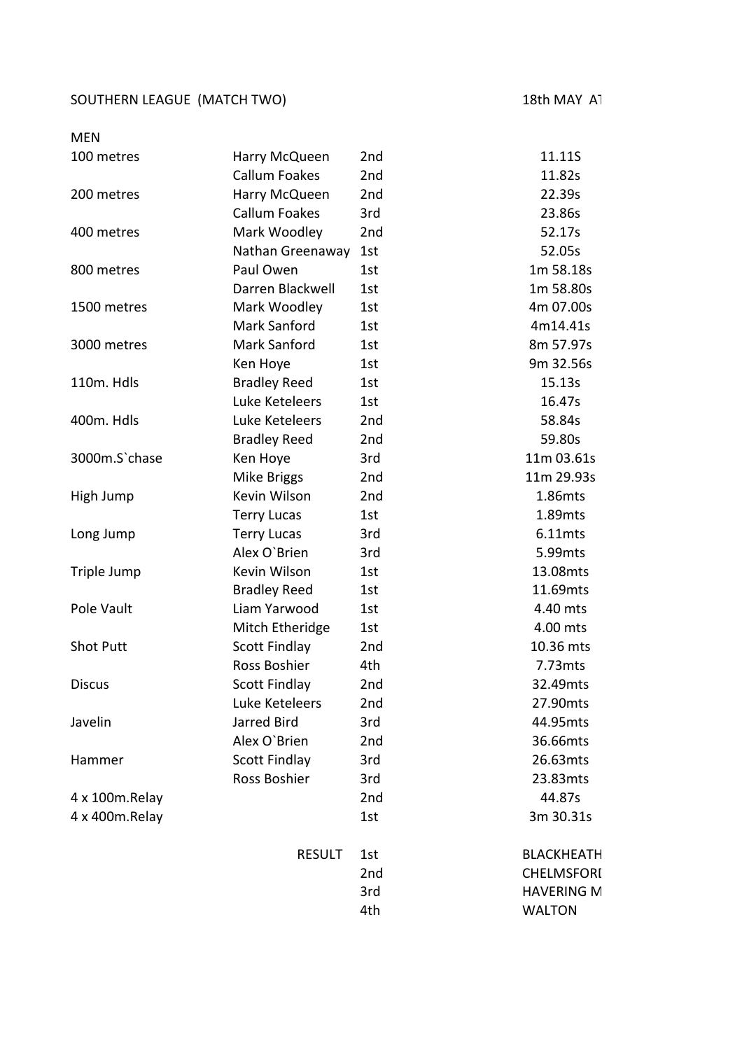SOUTHERN LEAGUE (MATCH TWO) 18th MAY AT

MEN

| Event | Athlete | Position | Performance |
|---|---|---|---|
| 100 metres | Harry McQueen | 2nd | 11.11S |
| | Callum Foakes | 2nd | 11.82s |
| 200 metres | Harry McQueen | 2nd | 22.39s |
| | Callum Foakes | 3rd | 23.86s |
| 400 metres | Mark Woodley | 2nd | 52.17s |
| | Nathan Greenaway | 1st | 52.05s |
| 800 metres | Paul Owen | 1st | 1m 58.18s |
| | Darren Blackwell | 1st | 1m 58.80s |
| 1500 metres | Mark Woodley | 1st | 4m 07.00s |
| | Mark Sanford | 1st | 4m14.41s |
| 3000 metres | Mark Sanford | 1st | 8m 57.97s |
| | Ken Hoye | 1st | 9m 32.56s |
| 110m. Hdls | Bradley Reed | 1st | 15.13s |
| | Luke Keteleers | 1st | 16.47s |
| 400m. Hdls | Luke Keteleers | 2nd | 58.84s |
| | Bradley Reed | 2nd | 59.80s |
| 3000m.S`chase | Ken Hoye | 3rd | 11m 03.61s |
| | Mike Briggs | 2nd | 11m 29.93s |
| High Jump | Kevin Wilson | 2nd | 1.86mts |
| | Terry Lucas | 1st | 1.89mts |
| Long Jump | Terry Lucas | 3rd | 6.11mts |
| | Alex O`Brien | 3rd | 5.99mts |
| Triple Jump | Kevin Wilson | 1st | 13.08mts |
| | Bradley Reed | 1st | 11.69mts |
| Pole Vault | Liam Yarwood | 1st | 4.40 mts |
| | Mitch Etheridge | 1st | 4.00 mts |
| Shot Putt | Scott Findlay | 2nd | 10.36 mts |
| | Ross Boshier | 4th | 7.73mts |
| Discus | Scott Findlay | 2nd | 32.49mts |
| | Luke Keteleers | 2nd | 27.90mts |
| Javelin | Jarred Bird | 3rd | 44.95mts |
| | Alex O`Brien | 2nd | 36.66mts |
| Hammer | Scott Findlay | 3rd | 26.63mts |
| | Ross Boshier | 3rd | 23.83mts |
| 4 x 100m.Relay | | 2nd | 44.87s |
| 4 x 400m.Relay | | 1st | 3m 30.31s |

| | | |
|---|---|---|
| RESULT | 1st | BLACKHEATH |
| | 2nd | CHELMSFORD |
| | 3rd | HAVERING M |
| | 4th | WALTON |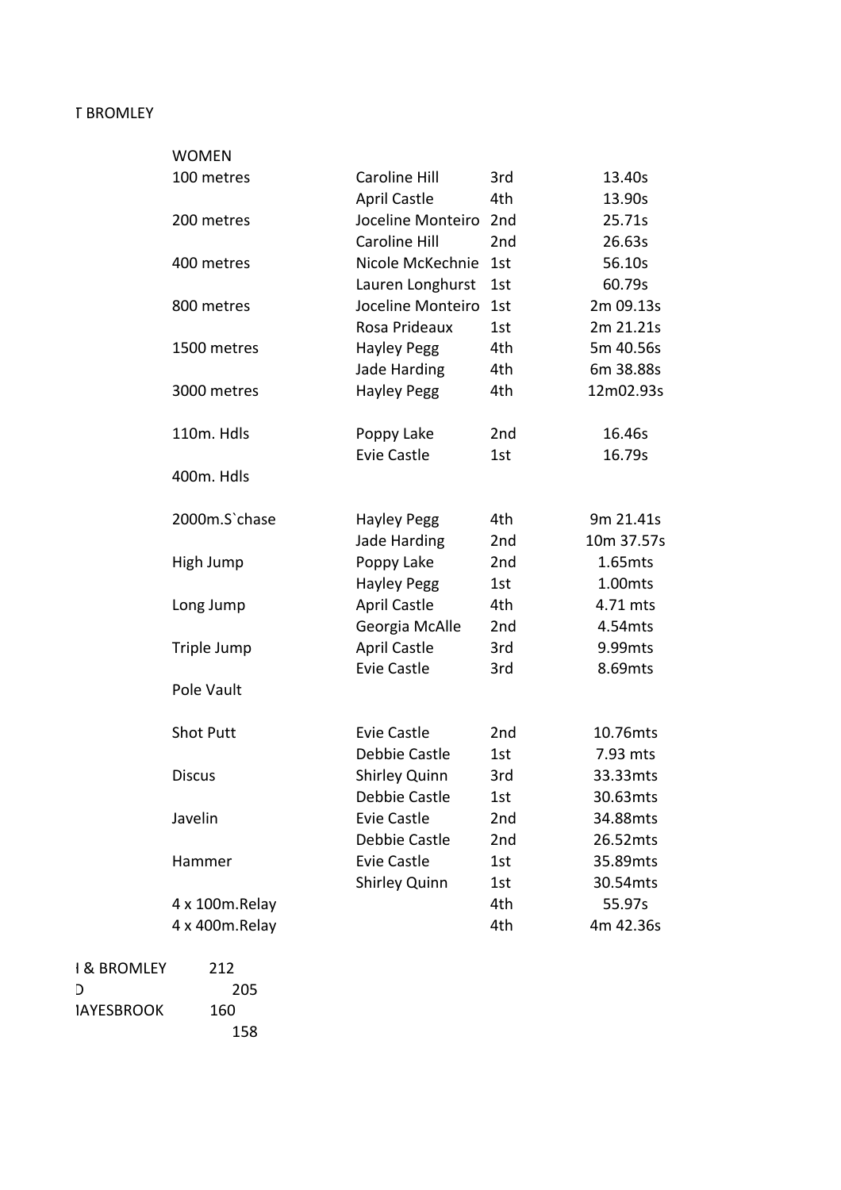T BROMLEY

| | | | |
|---|---|---|---|
| WOMEN | | | |
| 100 metres | Caroline Hill | 3rd | 13.40s |
| | April Castle | 4th | 13.90s |
| 200 metres | Joceline Monteiro | 2nd | 25.71s |
| | Caroline Hill | 2nd | 26.63s |
| 400 metres | Nicole McKechnie | 1st | 56.10s |
| | Lauren Longhurst | 1st | 60.79s |
| 800 metres | Joceline Monteiro | 1st | 2m 09.13s |
| | Rosa Prideaux | 1st | 2m 21.21s |
| 1500 metres | Hayley Pegg | 4th | 5m 40.56s |
| | Jade Harding | 4th | 6m 38.88s |
| 3000 metres | Hayley Pegg | 4th | 12m02.93s |
| | | | |
| 110m. Hdls | Poppy Lake | 2nd | 16.46s |
| | Evie Castle | 1st | 16.79s |
| 400m. Hdls | | | |
| | | | |
| 2000m.S`chase | Hayley Pegg | 4th | 9m 21.41s |
| | Jade Harding | 2nd | 10m 37.57s |
| High Jump | Poppy Lake | 2nd | 1.65mts |
| | Hayley Pegg | 1st | 1.00mts |
| Long Jump | April Castle | 4th | 4.71 mts |
| | Georgia McAlle | 2nd | 4.54mts |
| Triple Jump | April Castle | 3rd | 9.99mts |
| | Evie Castle | 3rd | 8.69mts |
| Pole Vault | | | |
| | | | |
| Shot Putt | Evie Castle | 2nd | 10.76mts |
| | Debbie Castle | 1st | 7.93 mts |
| Discus | Shirley Quinn | 3rd | 33.33mts |
| | Debbie Castle | 1st | 30.63mts |
| Javelin | Evie Castle | 2nd | 34.88mts |
| | Debbie Castle | 2nd | 26.52mts |
| Hammer | Evie Castle | 1st | 35.89mts |
| | Shirley Quinn | 1st | 30.54mts |
| 4 x 100m.Relay | | 4th | 55.97s |
| 4 x 400m.Relay | | 4th | 4m 42.36s |

| | |
|---|---|
| H & BROMLEY | 212 |
| D | 205 |
| IAYESBROOK | 160 |
| | 158 |